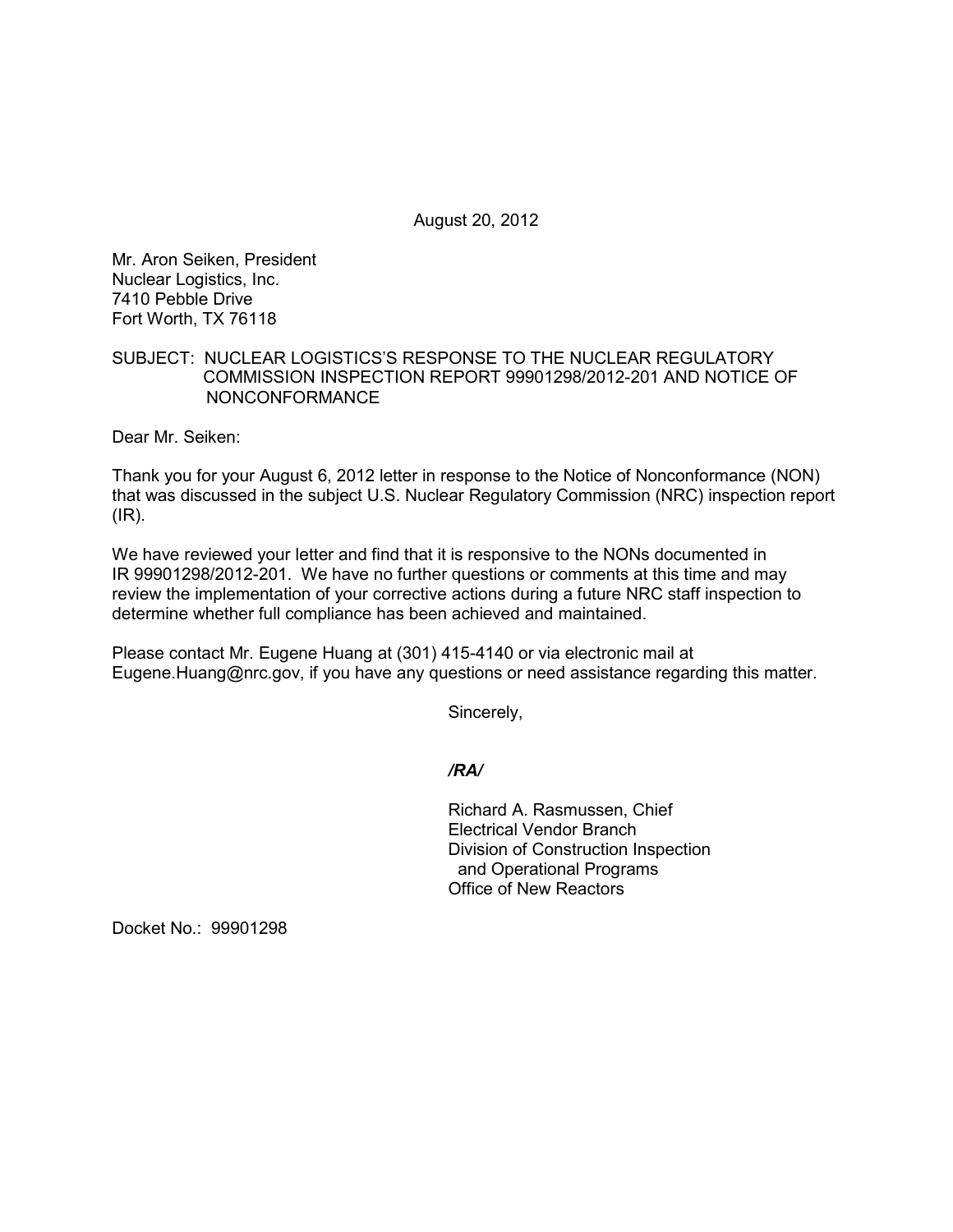August 20, 2012

Mr. Aron Seiken, President
Nuclear Logistics, Inc.
7410 Pebble Drive
Fort Worth, TX 76118

SUBJECT: NUCLEAR LOGISTICS'S RESPONSE TO THE NUCLEAR REGULATORY COMMISSION INSPECTION REPORT 99901298/2012-201 AND NOTICE OF NONCONFORMANCE

Dear Mr. Seiken:

Thank you for your August 6, 2012 letter in response to the Notice of Nonconformance (NON) that was discussed in the subject U.S. Nuclear Regulatory Commission (NRC) inspection report (IR).

We have reviewed your letter and find that it is responsive to the NONs documented in IR 99901298/2012-201. We have no further questions or comments at this time and may review the implementation of your corrective actions during a future NRC staff inspection to determine whether full compliance has been achieved and maintained.

Please contact Mr. Eugene Huang at (301) 415-4140 or via electronic mail at Eugene.Huang@nrc.gov, if you have any questions or need assistance regarding this matter.

Sincerely,

*/RA/*

Richard A. Rasmussen, Chief
Electrical Vendor Branch
Division of Construction Inspection
and Operational Programs
Office of New Reactors

Docket No.: 99901298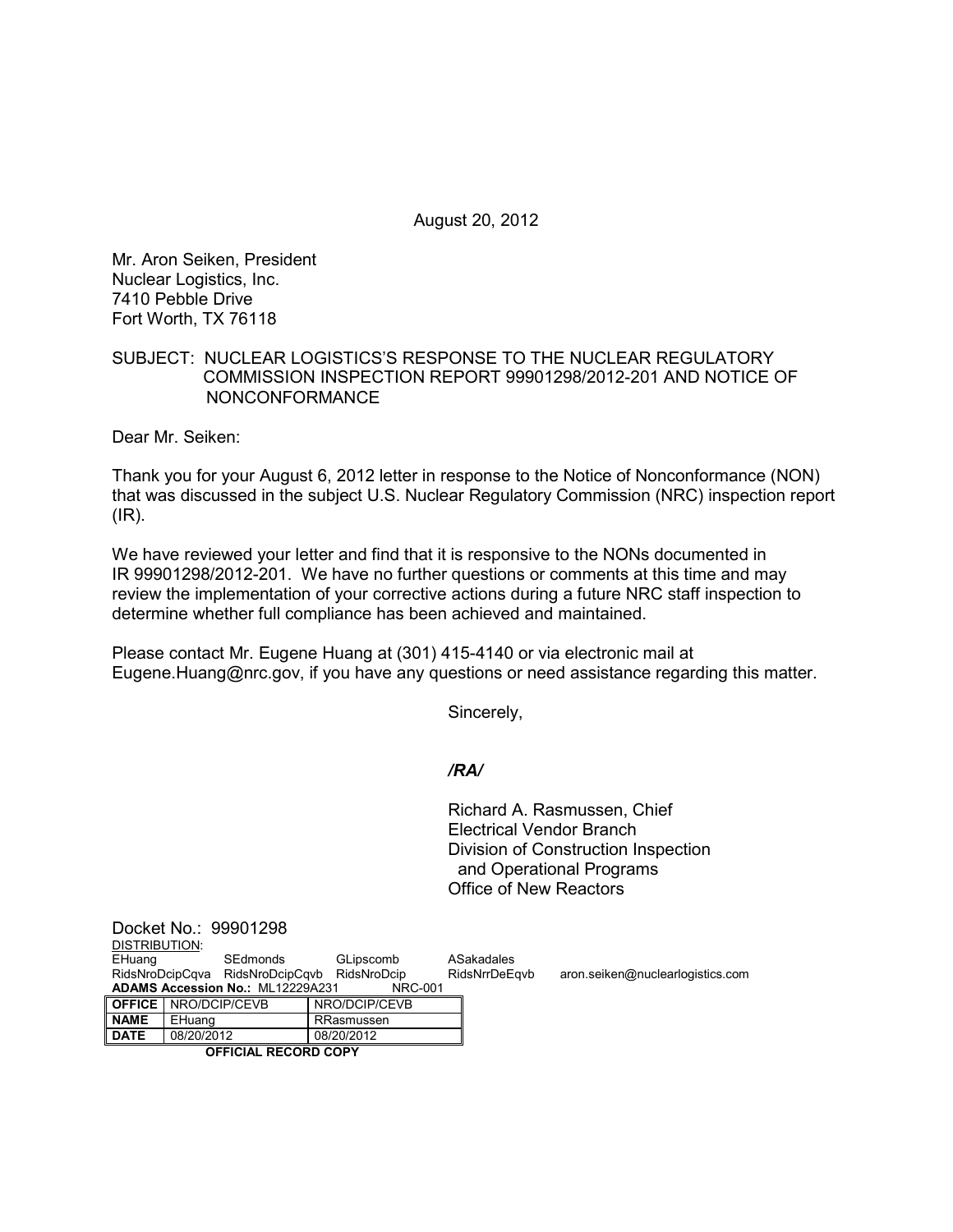August 20, 2012

Mr. Aron Seiken, President
Nuclear Logistics, Inc.
7410 Pebble Drive
Fort Worth, TX 76118

SUBJECT: NUCLEAR LOGISTICS'S RESPONSE TO THE NUCLEAR REGULATORY COMMISSION INSPECTION REPORT 99901298/2012-201 AND NOTICE OF NONCONFORMANCE

Dear Mr. Seiken:

Thank you for your August 6, 2012 letter in response to the Notice of Nonconformance (NON) that was discussed in the subject U.S. Nuclear Regulatory Commission (NRC) inspection report (IR).

We have reviewed your letter and find that it is responsive to the NONs documented in IR 99901298/2012-201. We have no further questions or comments at this time and may review the implementation of your corrective actions during a future NRC staff inspection to determine whether full compliance has been achieved and maintained.

Please contact Mr. Eugene Huang at (301) 415-4140 or via electronic mail at Eugene.Huang@nrc.gov, if you have any questions or need assistance regarding this matter.

Sincerely,

*/RA/*

Richard A. Rasmussen, Chief
Electrical Vendor Branch
Division of Construction Inspection
and Operational Programs
Office of New Reactors

Docket No.: 99901298

DISTRIBUTION:
EHuang SEdmonds GLipscomb ASakadales
RidsNroDcipCqva RidsNroDcipCqvb RidsNroDcip RidsNrrDeEqvb aron.seiken@nuclearlogistics.com

**ADAMS Accession No.:** ML12229A231 NRC-001

| | | |
|---|---|---|
| **OFFICE** | NRO/DCIP/CEVB | NRO/DCIP/CEVB |
| **NAME** | EHuang | RRasmussen |
| **DATE** | 08/20/2012 | 08/20/2012 |

**OFFICIAL RECORD COPY**